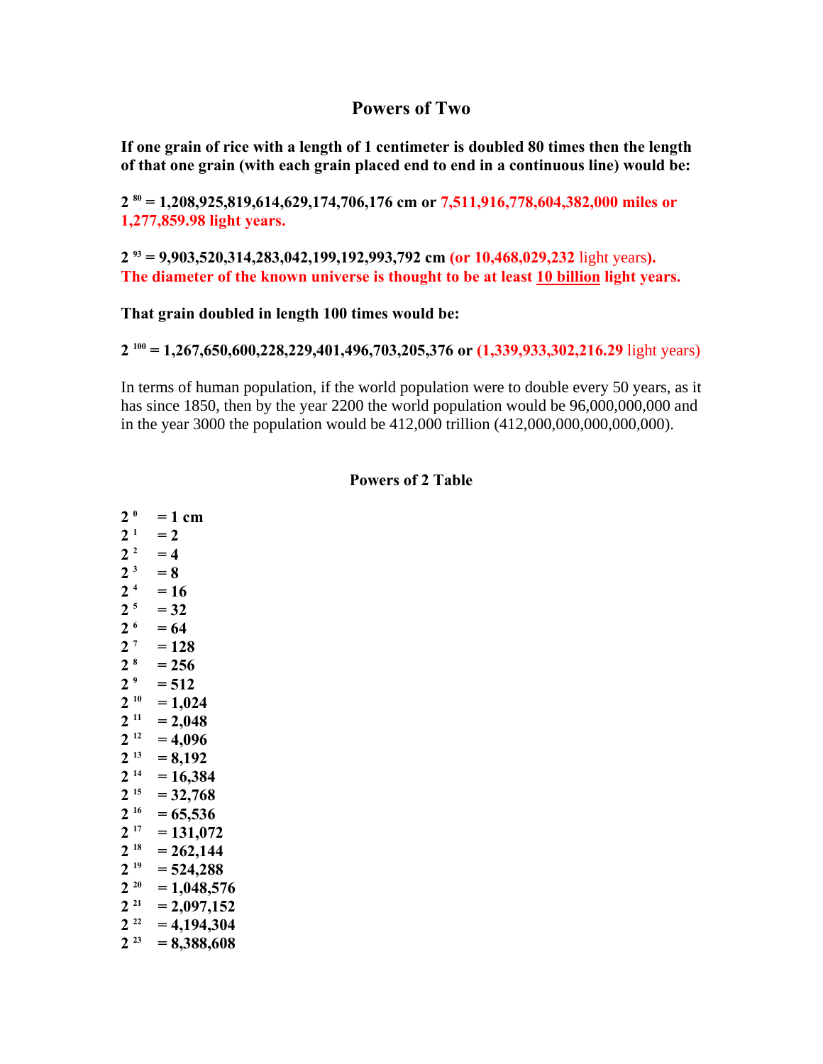# Powers of Two

**If one grain of rice with a length of 1 centimeter is doubled 80 times then the length of that one grain (with each grain placed end to end in a continuous line) would be:**

**$2^{80}$ = 1,208,925,819,614,629,174,706,176 cm or 7,511,916,778,604,382,000 miles or 1,277,859.98 light years.**

**$2^{93}$ = 9,903,520,314,283,042,199,192,993,792 cm (or 10,468,029,232** light years**).**
**The diameter of the known universe is thought to be at least 10 billion light years.**

**That grain doubled in length 100 times would be:**

**$2^{100}$ = 1,267,650,600,228,229,401,496,703,205,376 or (1,339,933,302,216.29** light years)

In terms of human population, if the world population were to double every 50 years, as it has since 1850, then by the year 2200 the world population would be 96,000,000,000 and in the year 3000 the population would be 412,000 trillion (412,000,000,000,000,000).

## Powers of 2 Table

**$2^{0}$ = 1 cm**
**$2^{1}$ = 2**
**$2^{2}$ = 4**
**$2^{3}$ = 8**
**$2^{4}$ = 16**
**$2^{5}$ = 32**
**$2^{6}$ = 64**
**$2^{7}$ = 128**
**$2^{8}$ = 256**
**$2^{9}$ = 512**
**$2^{10}$ = 1,024**
**$2^{11}$ = 2,048**
**$2^{12}$ = 4,096**
**$2^{13}$ = 8,192**
**$2^{14}$ = 16,384**
**$2^{15}$ = 32,768**
**$2^{16}$ = 65,536**
**$2^{17}$ = 131,072**
**$2^{18}$ = 262,144**
**$2^{19}$ = 524,288**
**$2^{20}$ = 1,048,576**
**$2^{21}$ = 2,097,152**
**$2^{22}$ = 4,194,304**
**$2^{23}$ = 8,388,608**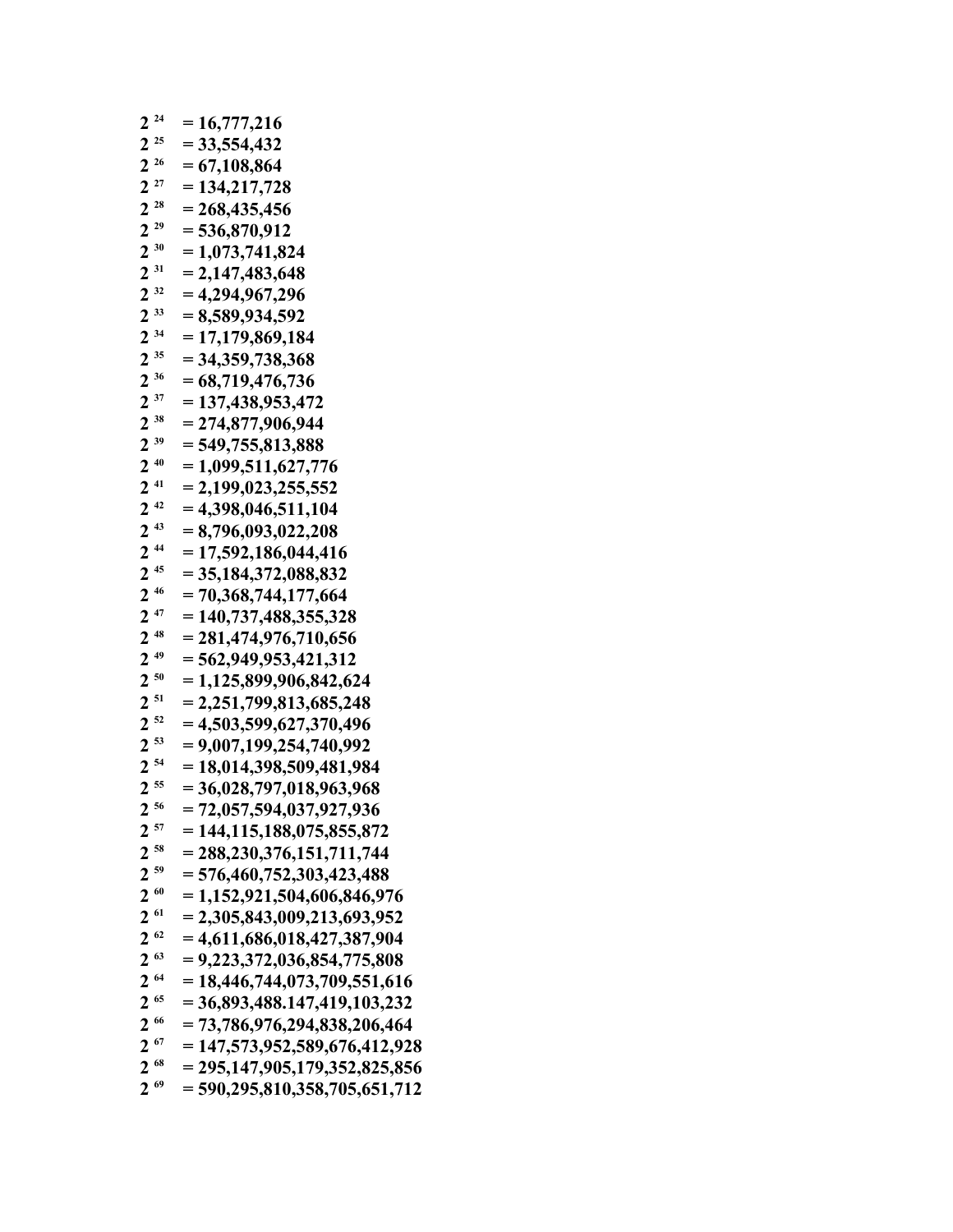$2^{24}$ = 16,777,216
$2^{25}$ = 33,554,432
$2^{26}$ = 67,108,864
$2^{27}$ = 134,217,728
$2^{28}$ = 268,435,456
$2^{29}$ = 536,870,912
$2^{30}$ = 1,073,741,824
$2^{31}$ = 2,147,483,648
$2^{32}$ = 4,294,967,296
$2^{33}$ = 8,589,934,592
$2^{34}$ = 17,179,869,184
$2^{35}$ = 34,359,738,368
$2^{36}$ = 68,719,476,736
$2^{37}$ = 137,438,953,472
$2^{38}$ = 274,877,906,944
$2^{39}$ = 549,755,813,888
$2^{40}$ = 1,099,511,627,776
$2^{41}$ = 2,199,023,255,552
$2^{42}$ = 4,398,046,511,104
$2^{43}$ = 8,796,093,022,208
$2^{44}$ = 17,592,186,044,416
$2^{45}$ = 35,184,372,088,832
$2^{46}$ = 70,368,744,177,664
$2^{47}$ = 140,737,488,355,328
$2^{48}$ = 281,474,976,710,656
$2^{49}$ = 562,949,953,421,312
$2^{50}$ = 1,125,899,906,842,624
$2^{51}$ = 2,251,799,813,685,248
$2^{52}$ = 4,503,599,627,370,496
$2^{53}$ = 9,007,199,254,740,992
$2^{54}$ = 18,014,398,509,481,984
$2^{55}$ = 36,028,797,018,963,968
$2^{56}$ = 72,057,594,037,927,936
$2^{57}$ = 144,115,188,075,855,872
$2^{58}$ = 288,230,376,151,711,744
$2^{59}$ = 576,460,752,303,423,488
$2^{60}$ = 1,152,921,504,606,846,976
$2^{61}$ = 2,305,843,009,213,693,952
$2^{62}$ = 4,611,686,018,427,387,904
$2^{63}$ = 9,223,372,036,854,775,808
$2^{64}$ = 18,446,744,073,709,551,616
$2^{65}$ = 36,893,488.147,419,103,232
$2^{66}$ = 73,786,976,294,838,206,464
$2^{67}$ = 147,573,952,589,676,412,928
$2^{68}$ = 295,147,905,179,352,825,856
$2^{69}$ = 590,295,810,358,705,651,712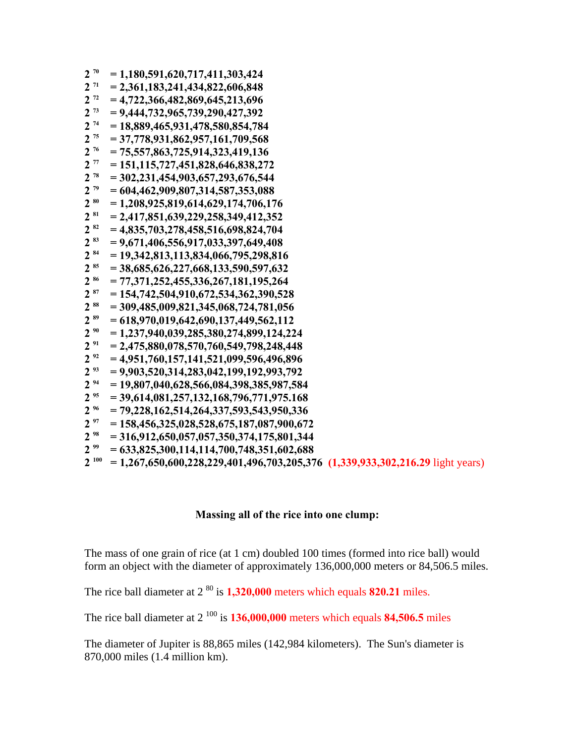**$2^{70}$ = 1,180,591,620,717,411,303,424**
**$2^{71}$ = 2,361,183,241,434,822,606,848**
**$2^{72}$ = 4,722,366,482,869,645,213,696**
**$2^{73}$ = 9,444,732,965,739,290,427,392**
**$2^{74}$ = 18,889,465,931,478,580,854,784**
**$2^{75}$ = 37,778,931,862,957,161,709,568**
**$2^{76}$ = 75,557,863,725,914,323,419,136**
**$2^{77}$ = 151,115,727,451,828,646,838,272**
**$2^{78}$ = 302,231,454,903,657,293,676,544**
**$2^{79}$ = 604,462,909,807,314,587,353,088**
**$2^{80}$ = 1,208,925,819,614,629,174,706,176**
**$2^{81}$ = 2,417,851,639,229,258,349,412,352**
**$2^{82}$ = 4,835,703,278,458,516,698,824,704**
**$2^{83}$ = 9,671,406,556,917,033,397,649,408**
**$2^{84}$ = 19,342,813,113,834,066,795,298,816**
**$2^{85}$ = 38,685,626,227,668,133,590,597,632**
**$2^{86}$ = 77,371,252,455,336,267,181,195,264**
**$2^{87}$ = 154,742,504,910,672,534,362,390,528**
**$2^{88}$ = 309,485,009,821,345,068,724,781,056**
**$2^{89}$ = 618,970,019,642,690,137,449,562,112**
**$2^{90}$ = 1,237,940,039,285,380,274,899,124,224**
**$2^{91}$ = 2,475,880,078,570,760,549,798,248,448**
**$2^{92}$ = 4,951,760,157,141,521,099,596,496,896**
**$2^{93}$ = 9,903,520,314,283,042,199,192,993,792**
**$2^{94}$ = 19,807,040,628,566,084,398,385,987,584**
**$2^{95}$ = 39,614,081,257,132,168,796,771,975.168**
**$2^{96}$ = 79,228,162,514,264,337,593,543,950,336**
**$2^{97}$ = 158,456,325,028,528,675,187,087,900,672**
**$2^{98}$ = 316,912,650,057,057,350,374,175,801,344**
**$2^{99}$ = 633,825,300,114,114,700,748,351,602,688**
**$2^{100}$ = 1,267,650,600,228,229,401,496,703,205,376** **(1,339,933,302,216.29** light years)

**Massing all of the rice into one clump:**

The mass of one grain of rice (at 1 cm) doubled 100 times (formed into rice ball) would form an object with the diameter of approximately 136,000,000 meters or 84,506.5 miles.

The rice ball diameter at $2^{80}$ is **1,320,000** meters which equals **820.21** miles.

The rice ball diameter at $2^{100}$ is **136,000,000** meters which equals **84,506.5** miles

The diameter of Jupiter is 88,865 miles (142,984 kilometers). The Sun's diameter is 870,000 miles (1.4 million km).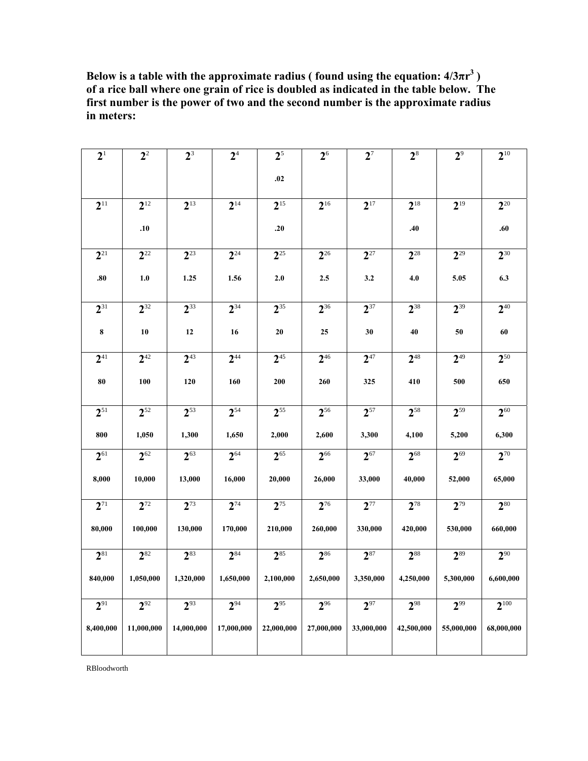**Below is a table with the approximate radius ( found using the equation: $4/3\pi r^3$ ) of a rice ball where one grain of rice is doubled as indicated in the table below. The first number is the power of two and the second number is the approximate radius in meters:**

| | | | | | | | | | |
|---|---|---|---|---|---|---|---|---|---|
| $2^{1}$ | $2^{2}$ | $2^{3}$ | $2^{4}$ | $2^{5}$ .02 | $2^{6}$ | $2^{7}$ | $2^{8}$ | $2^{9}$ | $2^{10}$ |
| $2^{11}$ | $2^{12}$ .10 | $2^{13}$ | $2^{14}$ | $2^{15}$ .20 | $2^{16}$ | $2^{17}$ | $2^{18}$ .40 | $2^{19}$ | $2^{20}$ .60 |
| $2^{21}$ .80 | $2^{22}$ 1.0 | $2^{23}$ 1.25 | $2^{24}$ 1.56 | $2^{25}$ 2.0 | $2^{26}$ 2.5 | $2^{27}$ 3.2 | $2^{28}$ 4.0 | $2^{29}$ 5.05 | $2^{30}$ 6.3 |
| $2^{31}$ 8 | $2^{32}$ 10 | $2^{33}$ 12 | $2^{34}$ 16 | $2^{35}$ 20 | $2^{36}$ 25 | $2^{37}$ 30 | $2^{38}$ 40 | $2^{39}$ 50 | $2^{40}$ 60 |
| $2^{41}$ 80 | $2^{42}$ 100 | $2^{43}$ 120 | $2^{44}$ 160 | $2^{45}$ 200 | $2^{46}$ 260 | $2^{47}$ 325 | $2^{48}$ 410 | $2^{49}$ 500 | $2^{50}$ 650 |
| $2^{51}$ 800 | $2^{52}$ 1,050 | $2^{53}$ 1,300 | $2^{54}$ 1,650 | $2^{55}$ 2,000 | $2^{56}$ 2,600 | $2^{57}$ 3,300 | $2^{58}$ 4,100 | $2^{59}$ 5,200 | $2^{60}$ 6,300 |
| $2^{61}$ 8,000 | $2^{62}$ 10,000 | $2^{63}$ 13,000 | $2^{64}$ 16,000 | $2^{65}$ 20,000 | $2^{66}$ 26,000 | $2^{67}$ 33,000 | $2^{68}$ 40,000 | $2^{69}$ 52,000 | $2^{70}$ 65,000 |
| $2^{71}$ 80,000 | $2^{72}$ 100,000 | $2^{73}$ 130,000 | $2^{74}$ 170,000 | $2^{75}$ 210,000 | $2^{76}$ 260,000 | $2^{77}$ 330,000 | $2^{78}$ 420,000 | $2^{79}$ 530,000 | $2^{80}$ 660,000 |
| $2^{81}$ 840,000 | $2^{82}$ 1,050,000 | $2^{83}$ 1,320,000 | $2^{84}$ 1,650,000 | $2^{85}$ 2,100,000 | $2^{86}$ 2,650,000 | $2^{87}$ 3,350,000 | $2^{88}$ 4,250,000 | $2^{89}$ 5,300,000 | $2^{90}$ 6,600,000 |
| $2^{91}$ 8,400,000 | $2^{92}$ 11,000,000 | $2^{93}$ 14,000,000 | $2^{94}$ 17,000,000 | $2^{95}$ 22,000,000 | $2^{96}$ 27,000,000 | $2^{97}$ 33,000,000 | $2^{98}$ 42,500,000 | $2^{99}$ 55,000,000 | $2^{100}$ 68,000,000 |

RBloodworth